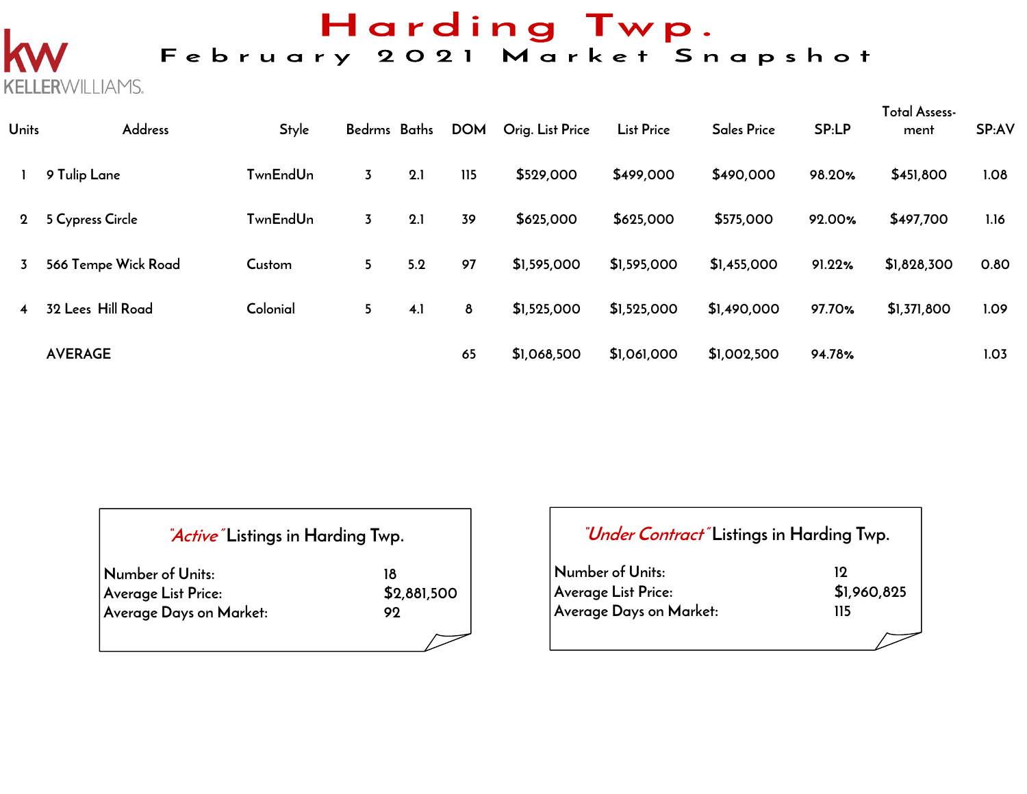# Harding Twp.

## February 2021 Market Snapshot

KELLERWILLIAMS.

| Units | Address | Style | Bedrms | Baths | DOM | Orig. List Price | List Price | Sales Price | SP:LP | Total Assess-ment | SP:AV |
|---|---|---|---|---|---|---|---|---|---|---|---|
| 1 | 9 Tulip Lane | TwnEndUn | 3 | 2.1 | 115 | $529,000 | $499,000 | $490,000 | 98.20% | $451,800 | 1.08 |
| 2 | 5 Cypress Circle | TwnEndUn | 3 | 2.1 | 39 | $625,000 | $625,000 | $575,000 | 92.00% | $497,700 | 1.16 |
| 3 | 566 Tempe Wick Road | Custom | 5 | 5.2 | 97 | $1,595,000 | $1,595,000 | $1,455,000 | 91.22% | $1,828,300 | 0.80 |
| 4 | 32 Lees Hill Road | Colonial | 5 | 4.1 | 8 | $1,525,000 | $1,525,000 | $1,490,000 | 97.70% | $1,371,800 | 1.09 |
| | AVERAGE | | | | 65 | $1,068,500 | $1,061,000 | $1,002,500 | 94.78% | | 1.03 |

### *"Active"* Listings in Harding Twp.

| | |
|---|---|
| Number of Units: | 18 |
| Average List Price: | $2,881,500 |
| Average Days on Market: | 92 |

### *"Under Contract"* Listings in Harding Twp.

| | |
|---|---|
| Number of Units: | 12 |
| Average List Price: | $1,960,825 |
| Average Days on Market: | 115 |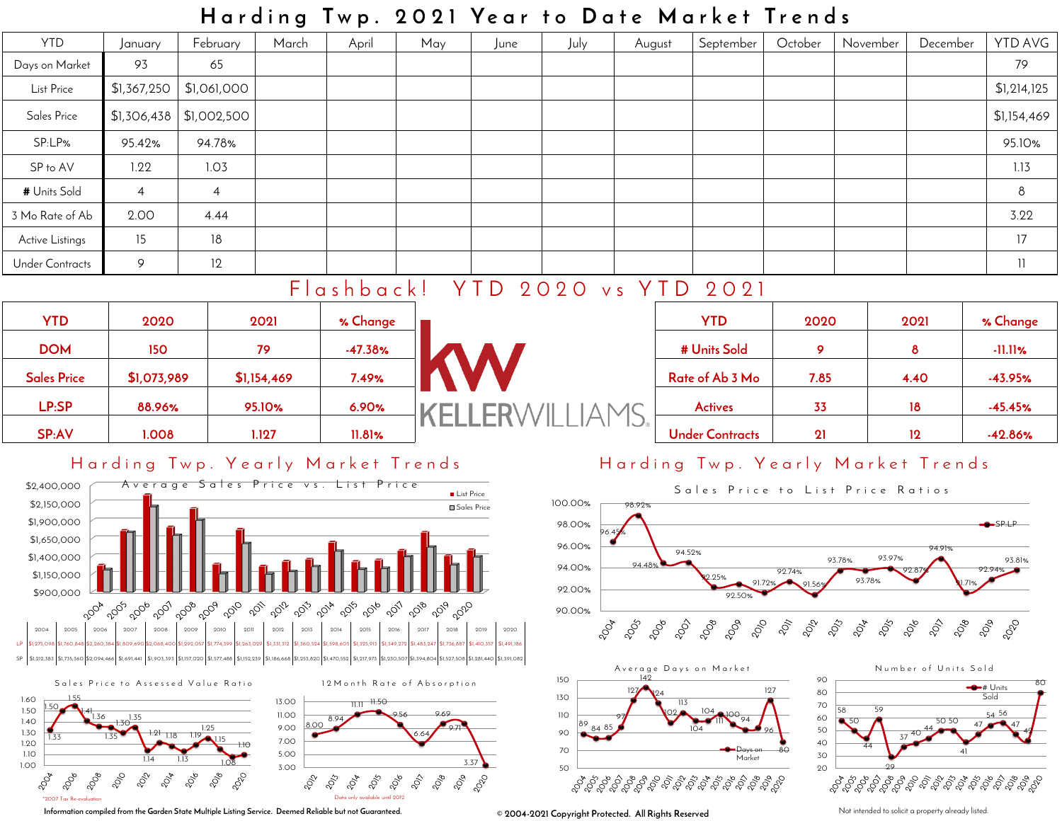# Harding Twp. 2021 Year to Date Market Trends

| YTD | January | February | March | April | May | June | July | August | September | October | November | December | YTD AVG |
|---|---|---|---|---|---|---|---|---|---|---|---|---|---|
| Days on Market | 93 | 65 | | | | | | | | | | | 79 |
| List Price | $1,367,250 | $1,061,000 | | | | | | | | | | | $1,214,125 |
| Sales Price | $1,306,438 | $1,002,500 | | | | | | | | | | | $1,154,469 |
| SP:LP% | 95.42% | 94.78% | | | | | | | | | | | 95.10% |
| SP to AV | 1.22 | 1.03 | | | | | | | | | | | 1.13 |
| # Units Sold | 4 | 4 | | | | | | | | | | | 8 |
| 3 Mo Rate of Ab | 2.00 | 4.44 | | | | | | | | | | | 3.22 |
| Active Listings | 15 | 18 | | | | | | | | | | | 17 |
| Under Contracts | 9 | 12 | | | | | | | | | | | 11 |

## Flashback! YTD 2020 vs YTD 2021

| YTD | 2020 | 2021 | % Change |
|---|---|---|---|
| DOM | 150 | 79 | -47.38% |
| Sales Price | $1,073,989 | $1,154,469 | 7.49% |
| LP:SP | 88.96% | 95.10% | 6.90% |
| SP:AV | 1.008 | 1.127 | 11.81% |

KELLERWILLIAMS.

| YTD | 2020 | 2021 | % Change |
|---|---|---|---|
| # Units Sold | 9 | 8 | -11.11% |
| Rate of Ab 3 Mo | 7.85 | 4.40 | -43.95% |
| Actives | 33 | 18 | -45.45% |
| Under Contracts | 21 | 12 | -42.86% |

## Harding Twp. Yearly Market Trends

Average Sales Price vs. List Price

List Price
Sales Price

| | 2004 | 2005 | 2006 | 2007 | 2008 | 2009 | 2010 | 2011 | 2012 | 2013 | 2014 | 2015 | 2016 | 2017 | 2018 | 2019 | 2020 |
|---|---|---|---|---|---|---|---|---|---|---|---|---|---|---|---|---|---|
| LP | $1,275,098 | $1,760,848 | $2,260,384 | $1,809,690 | $2,068,400 | $1,292,057 | $1,774,399 | $1,263,029 | $1,331,312 | $1,360,524 | $1,598,605 | $1,325,913 | $1,349,272 | $1,483,247 | $1,736,887 | $1,410,357 | $1,491,186 |
| SP | $1,212,383 | $1,735,360 | $2,094,466 | $1,691,441 | $1,903,393 | $1,157,020 | $1,577,488 | $1,152,239 | $1,186,668 | $1,253,820 | $1,470,552 | $1,217,973 | $1,230,507 | $1,394,804 | $1,527,508 | $1,281,440 | $1,391,082 |

## Harding Twp. Yearly Market Trends

Sales Price to List Price Ratios

SP:LP

96.45%, 98.92%, 94.48%, 94.52%, 92.25%, 92.50%, 91.72%, 92.74%, 91.56%, 93.78%, 93.78%, 93.97%, 92.87%, 94.91%, 91.71%, 92.94%, 93.81%

Sales Price to Assessed Value Ratio

1.33, 1.50, 1.55, 1.41, 1.36, 1.35, 1.30, 1.35, 1.14, 1.21, 1.18, 1.13, 1.19, 1.25, 1.15, 1.08, 1.10

*2007 Tax Re-evaluation

12 Month Rate of Absorption

8.00, 8.94, 11.11, 11.50, 9.56, 6.64, 9.69, 9.71, 3.37

Data only available until 2012

Average Days on Market

89, 84, 85, 97, 127, 142, 124, 102, 113, 104, 104, 111, 100, 94, 96, 127, 80

Days on Market

Number of Units Sold

58, 50, 44, 59, 29, 37, 40, 44, 50, 50, 41, 47, 54, 56, 47, 42, 80

# Units Sold

Information compiled from the Garden State Multiple Listing Service. Deemed Reliable but not Guaranteed.

© 2004-2021 Copyright Protected. All Rights Reserved

Not intended to solicit a property already listed.